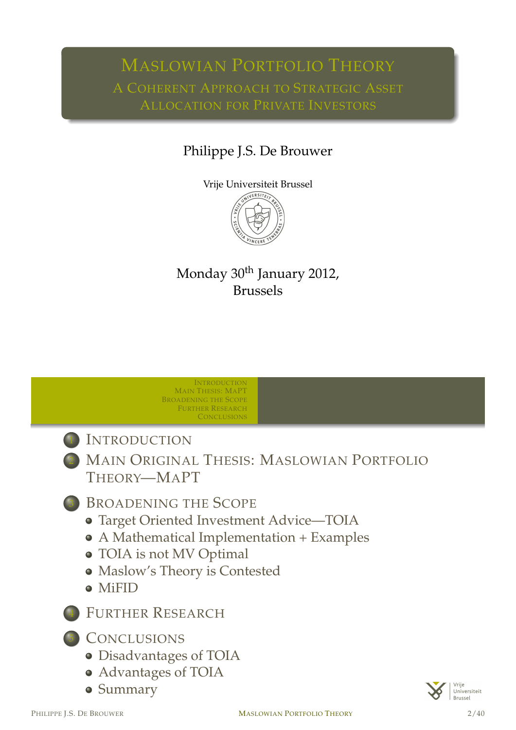# Maslowian Portfolio Theory

## A Coherent Approach to Strategic Asset Allocation for Private Investors

Philippe J.S. De Brouwer

Vrije Universiteit Brussel

Monday 30[th] January 2012,
Brussels

---

1. Introduction
2. Main Original Thesis: Maslowian Portfolio Theory—MaPT
3. Broadening the Scope
   - Target Oriented Investment Advice—TOIA
   - A Mathematical Implementation + Examples
   - TOIA is not MV Optimal
   - Maslow's Theory is Contested
   - MiFID
4. Further Research
5. Conclusions
   - Disadvantages of TOIA
   - Advantages of TOIA
   - Summary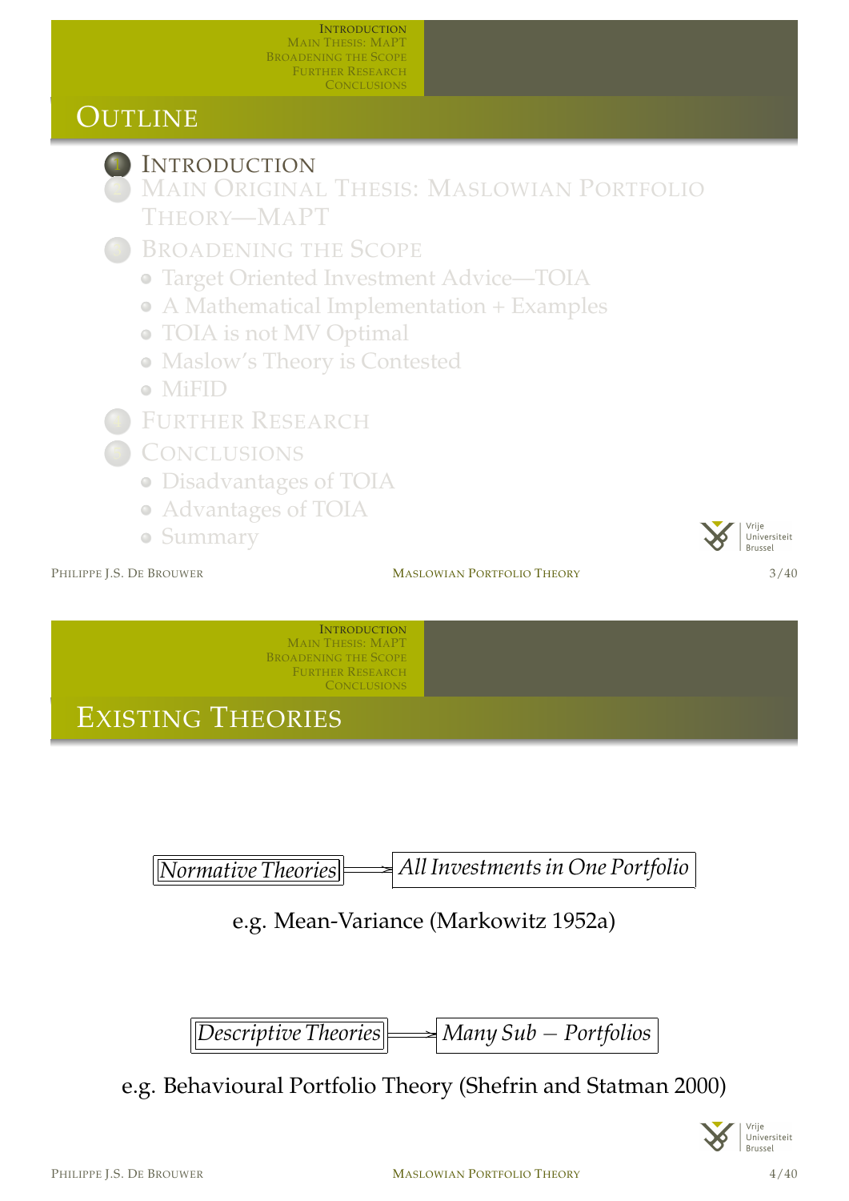# Outline

1. Introduction
2. Main Original Thesis: Maslowian Portfolio Theory—MaPT
3. Broadening the Scope
   - Target Oriented Investment Advice—TOIA
   - A Mathematical Implementation + Examples
   - TOIA is not MV Optimal
   - Maslow's Theory is Contested
   - MiFID
4. Further Research
5. Conclusions
   - Disadvantages of TOIA
   - Advantages of TOIA
   - Summary

# Existing Theories

*Normative Theories* ⟹ *All Investments in One Portfolio*

e.g. Mean-Variance (Markowitz 1952a)

*Descriptive Theories* ⟹ *Many Sub – Portfolios*

e.g. Behavioural Portfolio Theory (Shefrin and Statman 2000)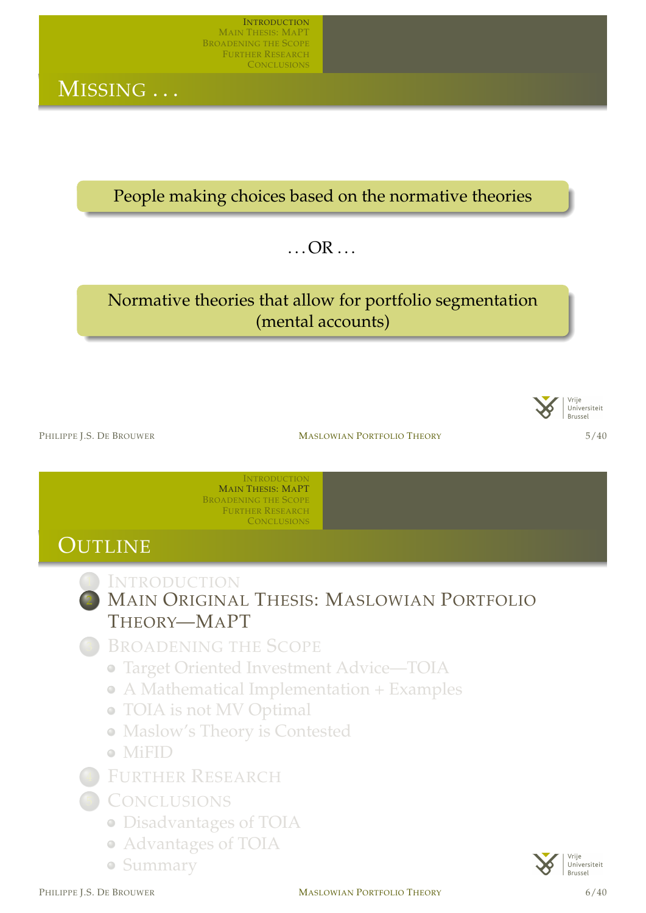## Missing . . .

People making choices based on the normative theories

. . . OR . . .

Normative theories that allow for portfolio segmentation (mental accounts)

## Outline

1. Introduction
2. Main Original Thesis: Maslowian Portfolio Theory—MaPT
3. Broadening the Scope
   - Target Oriented Investment Advice—TOIA
   - A Mathematical Implementation + Examples
   - TOIA is not MV Optimal
   - Maslow's Theory is Contested
   - MiFID
4. Further Research
5. Conclusions
   - Disadvantages of TOIA
   - Advantages of TOIA
   - Summary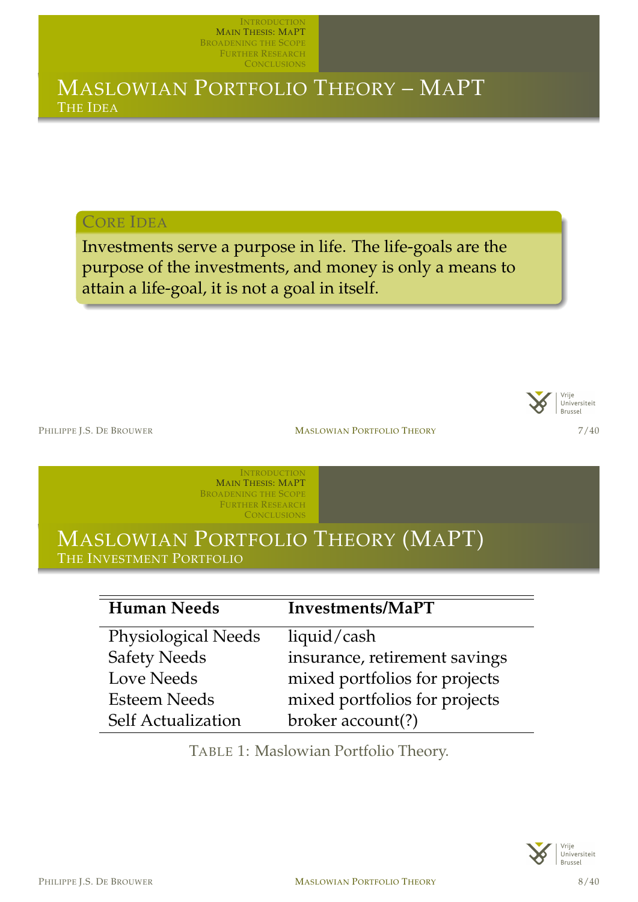# Maslowian Portfolio Theory – MaPT

## The Idea

### Core Idea

Investments serve a purpose in life. The life-goals are the purpose of the investments, and money is only a means to attain a life-goal, it is not a goal in itself.

# Maslowian Portfolio Theory (MaPT)

## The Investment Portfolio

| Human Needs | Investments/MaPT |
|---|---|
| Physiological Needs | liquid/cash |
| Safety Needs | insurance, retirement savings |
| Love Needs | mixed portfolios for projects |
| Esteem Needs | mixed portfolios for projects |
| Self Actualization | broker account(?) |

Table 1: Maslowian Portfolio Theory.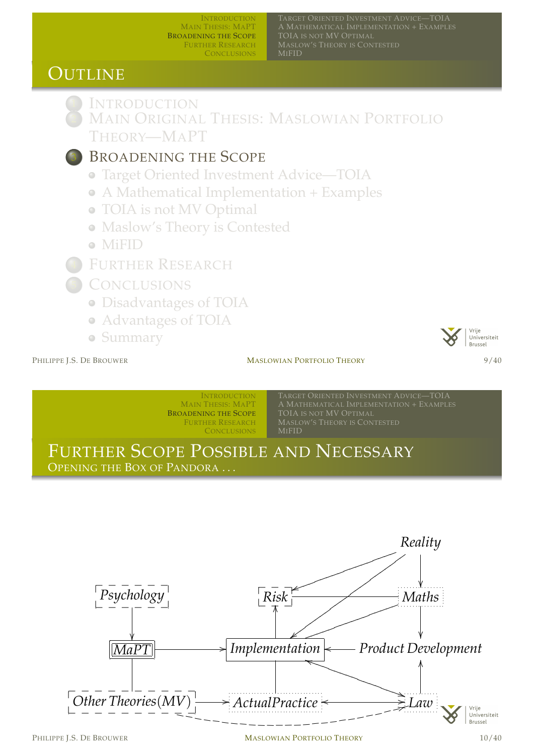# Outline

1. Introduction
2. Main Original Thesis: Maslowian Portfolio Theory—MaPT
3. **Broadening the Scope**
   - Target Oriented Investment Advice—TOIA
   - A Mathematical Implementation + Examples
   - TOIA is not MV Optimal
   - Maslow's Theory is Contested
   - MiFID
4. Further Research
5. Conclusions
   - Disadvantages of TOIA
   - Advantages of TOIA
   - Summary

# Further Scope Possible and Necessary

## Opening the Box of Pandora . . .

*Reality*

*Psychology* | *Risk* | *Maths*

*MaPT* | *Implementation* | *Product Development*

*Other Theories(MV)* | *ActualPractice* | *Law*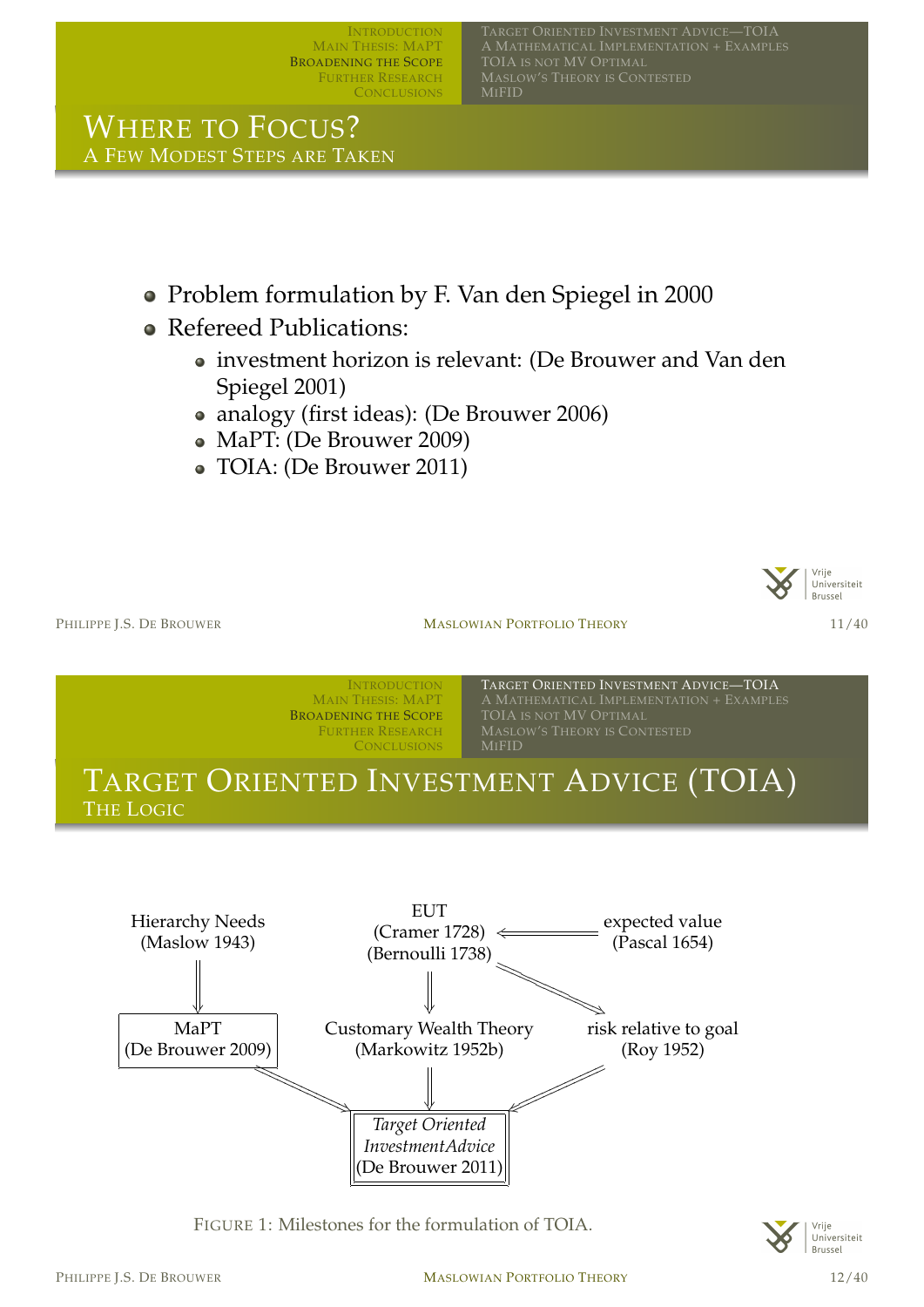# Where to Focus?

## A Few Modest Steps are Taken

- Problem formulation by F. Van den Spiegel in 2000
- Refereed Publications:
  - investment horizon is relevant: (De Brouwer and Van den Spiegel 2001)
  - analogy (first ideas): (De Brouwer 2006)
  - MaPT: (De Brouwer 2009)
  - TOIA: (De Brouwer 2011)

# Target Oriented Investment Advice (TOIA)

## The Logic

Hierarchy Needs (Maslow 1943) ⟹ MaPT (De Brouwer 2009)

expected value (Pascal 1654) ⟹ EUT (Cramer 1728) (Bernoulli 1738)

EUT (Cramer 1728) (Bernoulli 1738) ⟹ Customary Wealth Theory (Markowitz 1952b)

EUT (Cramer 1728) (Bernoulli 1738) ⟹ risk relative to goal (Roy 1952)

MaPT (De Brouwer 2009), Customary Wealth Theory (Markowitz 1952b), risk relative to goal (Roy 1952) ⟹ *Target Oriented InvestmentAdvice* (De Brouwer 2011)

FIGURE 1: Milestones for the formulation of TOIA.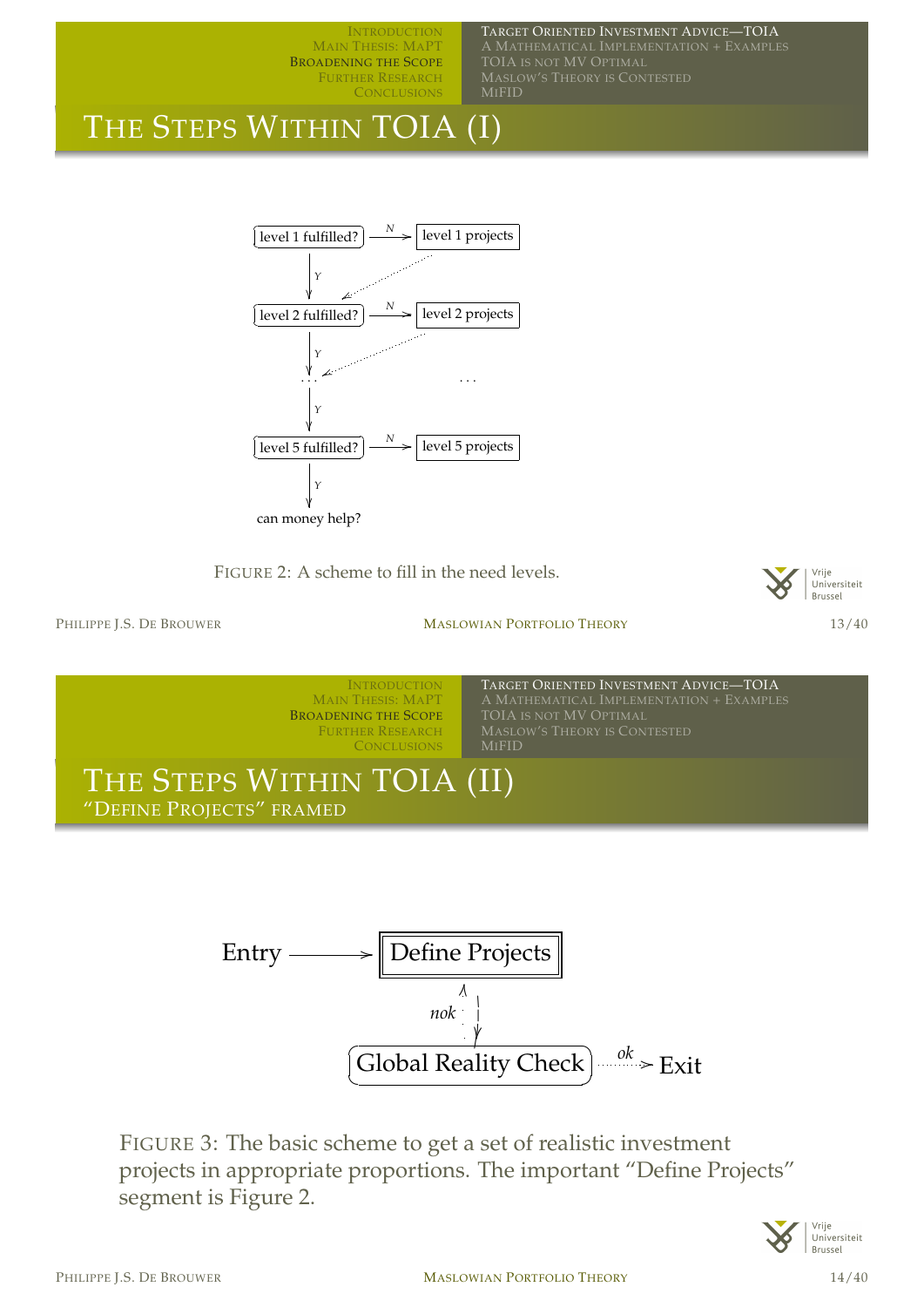# The Steps Within TOIA (I)

level 1 fulfilled? —N→ level 1 projects

Y

level 2 fulfilled? —N→ level 2 projects

Y

. . . . . .

Y

level 5 fulfilled? —N→ level 5 projects

Y

can money help?

Figure 2: A scheme to fill in the need levels.

# The Steps Within TOIA (II)

## "Define Projects" framed

Entry → Define Projects

nok

Global Reality Check —ok→ Exit

Figure 3: The basic scheme to get a set of realistic investment projects in appropriate proportions. The important "Define Projects" segment is Figure 2.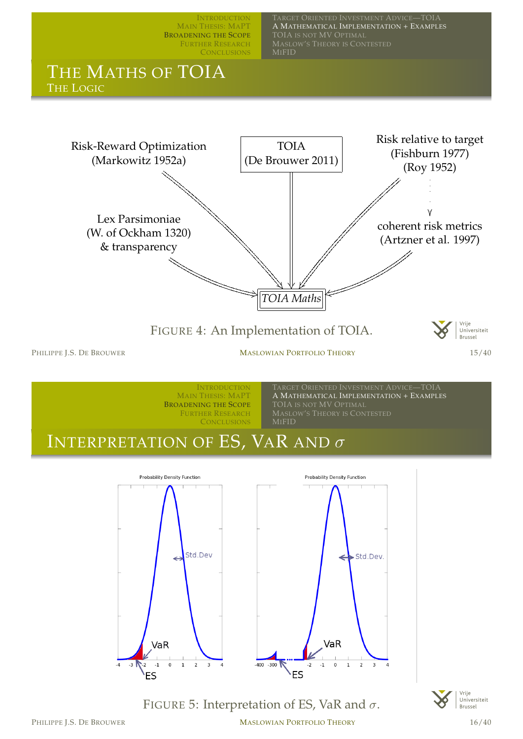## The Maths of TOIA

### The Logic

Risk-Reward Optimization (Markowitz 1952a)

TOIA (De Brouwer 2011)

Risk relative to target (Fishburn 1977) (Roy 1952)

Lex Parsimoniae (W. of Ockham 1320) & transparency

coherent risk metrics (Artzner et al. 1997)

*TOIA Maths*

FIGURE 4: An Implementation of TOIA.

## Interpretation of ES, VaR and $\sigma$

FIGURE 5: Interpretation of ES, VaR and $\sigma$.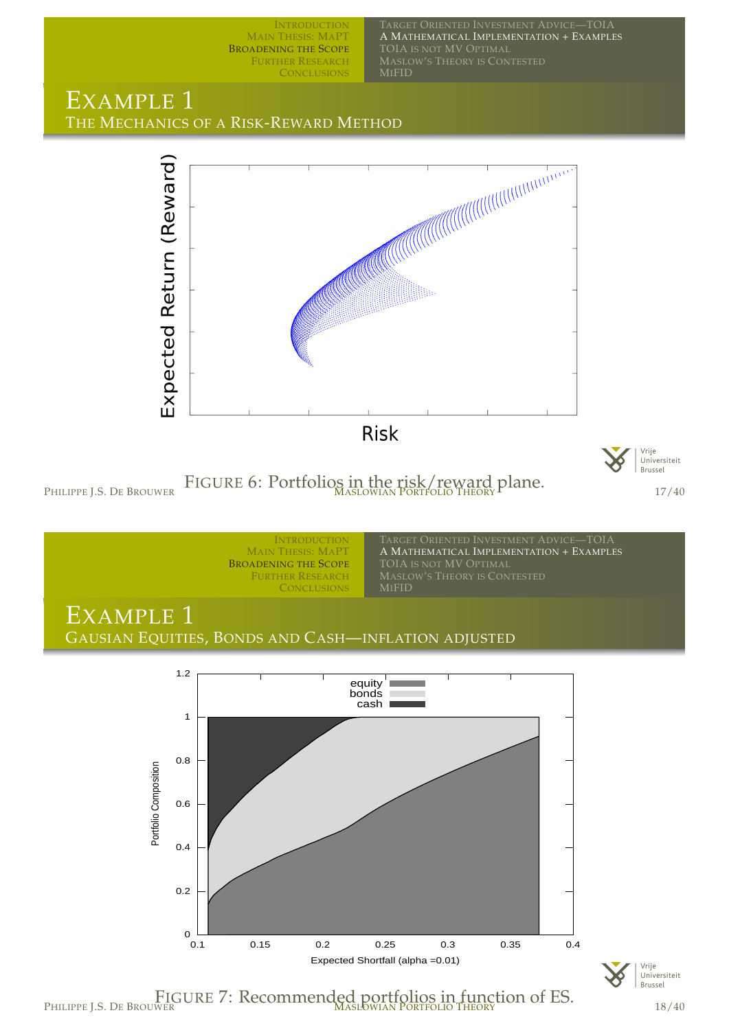# Example 1

## The Mechanics of a Risk-Reward Method

Figure 6: Portfolios in the risk/reward plane.

# Example 1

## Gausian Equities, Bonds and Cash—inflation adjusted

Figure 7: Recommended portfolios in function of ES.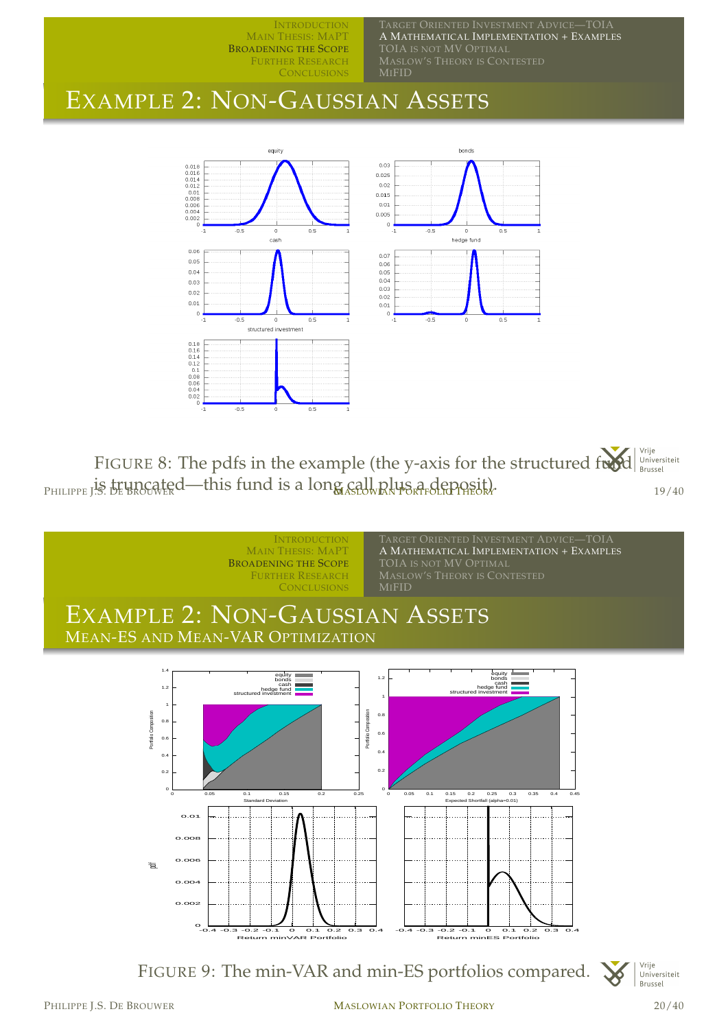# Example 2: Non-Gaussian Assets

FIGURE 8: The pdfs in the example (the y-axis for the structured fund is truncated—this fund is a long call plus a deposit).

# Example 2: Non-Gaussian Assets

## Mean-ES and Mean-VaR Optimization

FIGURE 9: The min-VAR and min-ES portfolios compared.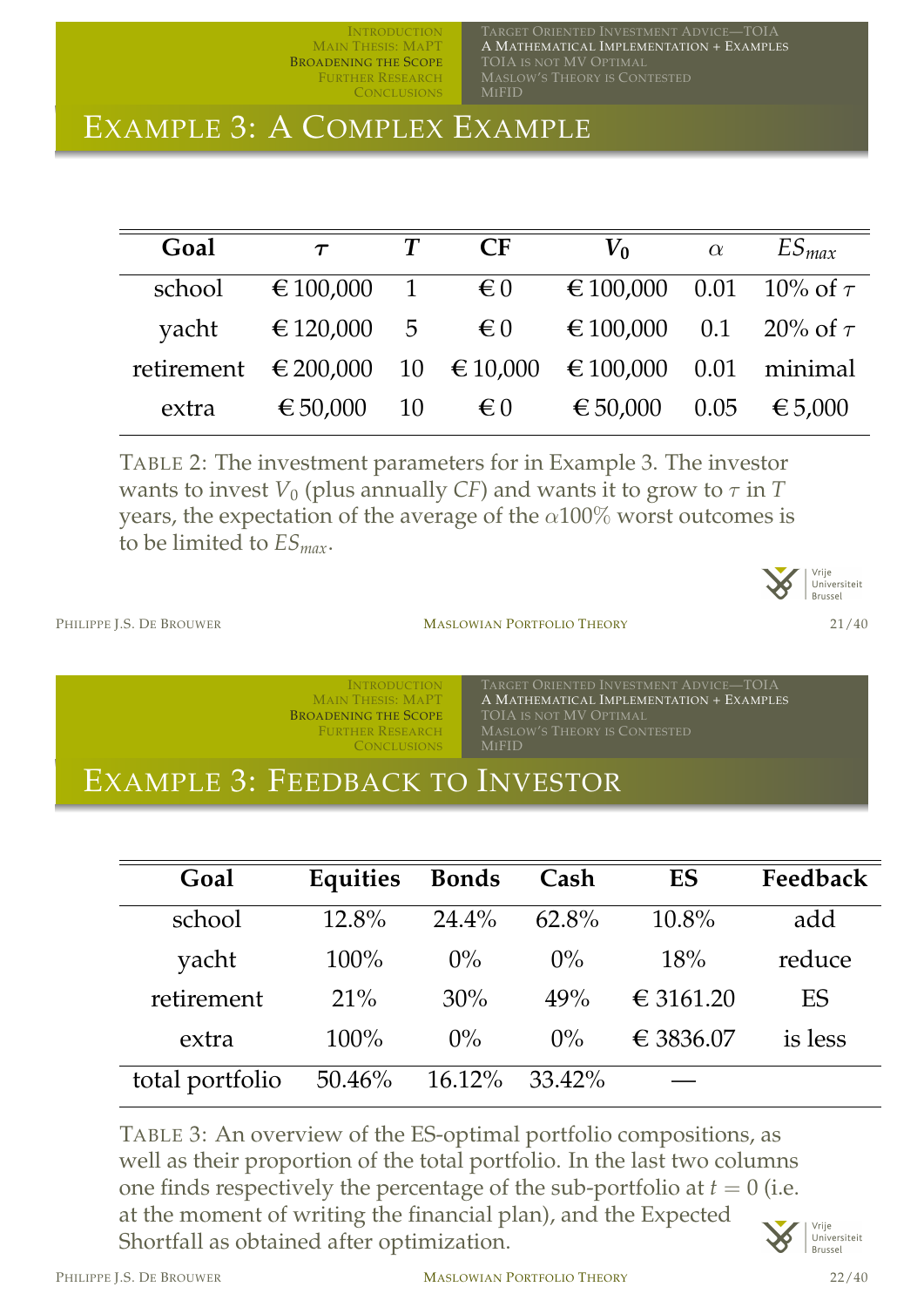# Example 3: A Complex Example

| Goal | $\tau$ | $T$ | CF | $V_0$ | $\alpha$ | $ES_{max}$ |
|---|---|---|---|---|---|---|
| school | € 100,000 | 1 | € 0 | € 100,000 | 0.01 | 10% of $\tau$ |
| yacht | € 120,000 | 5 | € 0 | € 100,000 | 0.1 | 20% of $\tau$ |
| retirement | € 200,000 | 10 | € 10,000 | € 100,000 | 0.01 | minimal |
| extra | € 50,000 | 10 | € 0 | € 50,000 | 0.05 | € 5,000 |

TABLE 2: The investment parameters for in Example 3. The investor wants to invest $V_0$ (plus annually $CF$) and wants it to grow to $\tau$ in $T$ years, the expectation of the average of the $\alpha 100\%$ worst outcomes is to be limited to $ES_{max}$.

# Example 3: Feedback to Investor

| Goal | Equities | Bonds | Cash | ES | Feedback |
|---|---|---|---|---|---|
| school | 12.8% | 24.4% | 62.8% | 10.8% | add |
| yacht | 100% | 0% | 0% | 18% | reduce |
| retirement | 21% | 30% | 49% | € 3161.20 | ES |
| extra | 100% | 0% | 0% | € 3836.07 | is less |
| total portfolio | 50.46% | 16.12% | 33.42% | — | |

TABLE 3: An overview of the ES-optimal portfolio compositions, as well as their proportion of the total portfolio. In the last two columns one finds respectively the percentage of the sub-portfolio at $t = 0$ (i.e. at the moment of writing the financial plan), and the Expected Shortfall as obtained after optimization.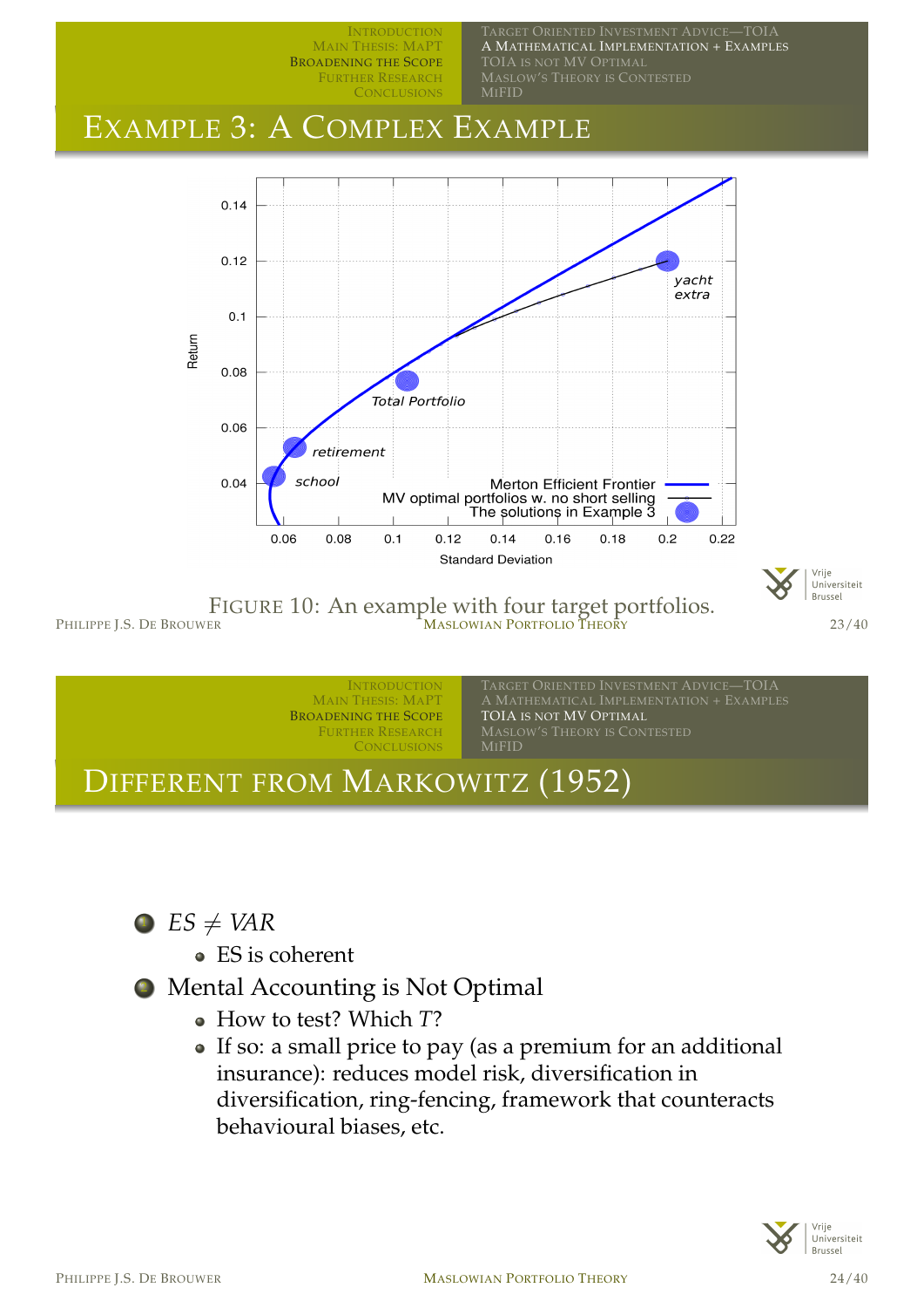# Example 3: A Complex Example

FIGURE 10: An example with four target portfolios.

# Different from Markowitz (1952)

- *ES* $\neq$ *VAR*
  - ES is coherent
- Mental Accounting is Not Optimal
  - How to test? Which $T$?
  - If so: a small price to pay (as a premium for an additional insurance): reduces model risk, diversification in diversification, ring-fencing, framework that counteracts behavioural biases, etc.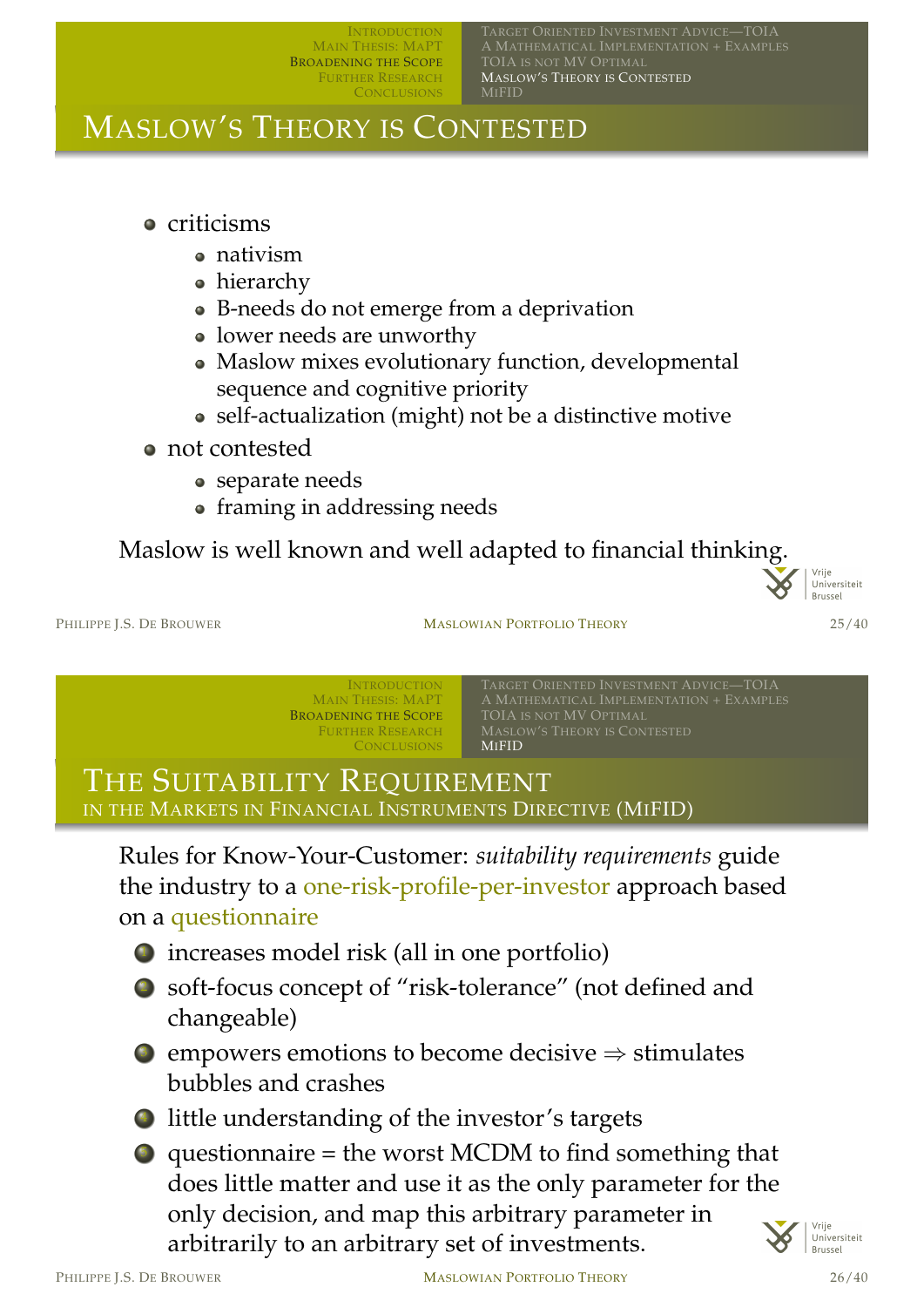# Maslow's Theory is Contested

- criticisms
  - nativism
  - hierarchy
  - B-needs do not emerge from a deprivation
  - lower needs are unworthy
  - Maslow mixes evolutionary function, developmental sequence and cognitive priority
  - self-actualization (might) not be a distinctive motive
- not contested
  - separate needs
  - framing in addressing needs

Maslow is well known and well adapted to financial thinking.

# The Suitability Requirement

## in the Markets in Financial Instruments Directive (MiFID)

Rules for Know-Your-Customer: *suitability requirements* guide the industry to a one-risk-profile-per-investor approach based on a questionnaire

1. increases model risk (all in one portfolio)
2. soft-focus concept of "risk-tolerance" (not defined and changeable)
3. empowers emotions to become decisive $\Rightarrow$ stimulates bubbles and crashes
4. little understanding of the investor's targets
5. questionnaire = the worst MCDM to find something that does little matter and use it as the only parameter for the only decision, and map this arbitrary parameter in arbitrarily to an arbitrary set of investments.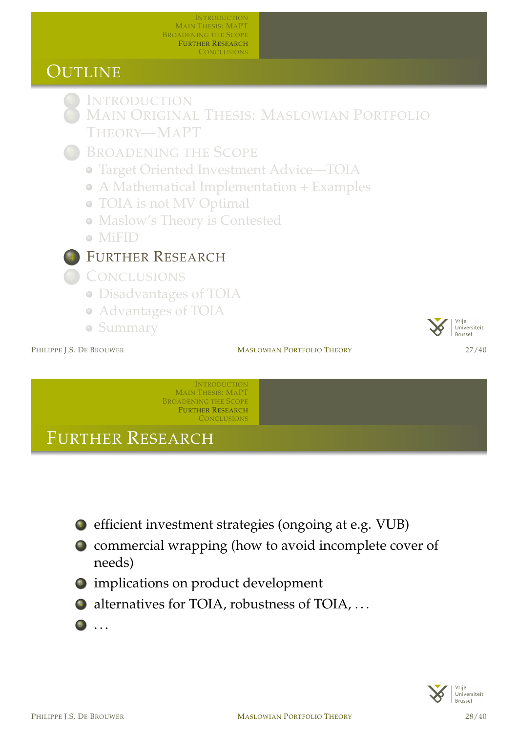## Outline

1. Introduction
2. Main Original Thesis: Maslowian Portfolio Theory—MaPT
3. Broadening the Scope
   - Target Oriented Investment Advice—TOIA
   - A Mathematical Implementation + Examples
   - TOIA is not MV Optimal
   - Maslow's Theory is Contested
   - MiFID
4. **Further Research**
5. Conclusions
   - Disadvantages of TOIA
   - Advantages of TOIA
   - Summary

## Further Research

- efficient investment strategies (ongoing at e.g. VUB)
- commercial wrapping (how to avoid incomplete cover of needs)
- implications on product development
- alternatives for TOIA, robustness of TOIA, ...
- ...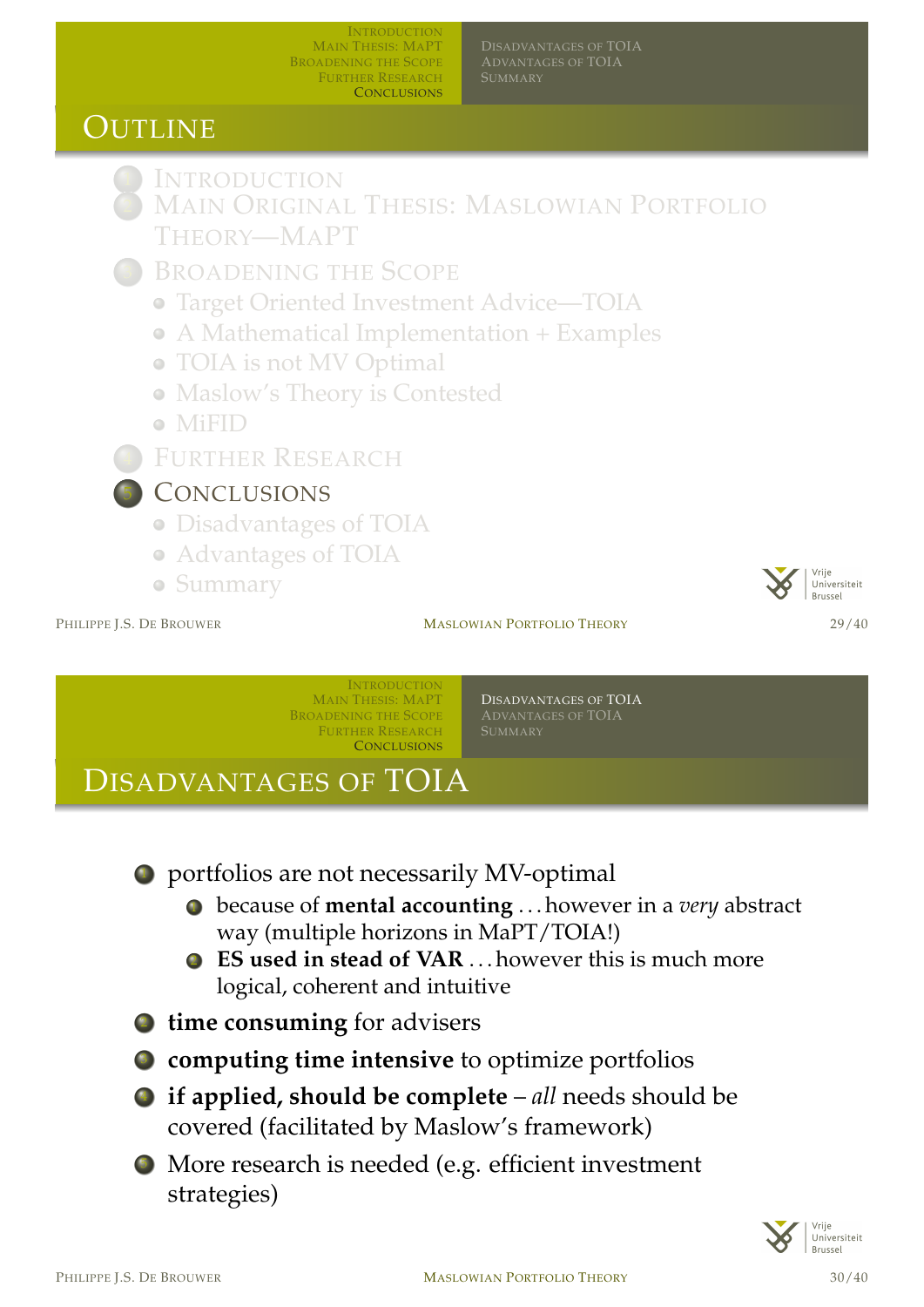# Outline

1. Introduction
2. Main Original Thesis: Maslowian Portfolio Theory—MaPT
3. Broadening the Scope
   - Target Oriented Investment Advice—TOIA
   - A Mathematical Implementation + Examples
   - TOIA is not MV Optimal
   - Maslow's Theory is Contested
   - MiFID
4. Further Research
5. **Conclusions**
   - Disadvantages of TOIA
   - Advantages of TOIA
   - Summary

# Disadvantages of TOIA

- portfolios are not necessarily MV-optimal
  - because of **mental accounting** ...however in a *very* abstract way (multiple horizons in MaPT/TOIA!)
  - **ES used in stead of VAR** ...however this is much more logical, coherent and intuitive
- **time consuming** for advisers
- **computing time intensive** to optimize portfolios
- **if applied, should be complete** – *all* needs should be covered (facilitated by Maslow's framework)
- More research is needed (e.g. efficient investment strategies)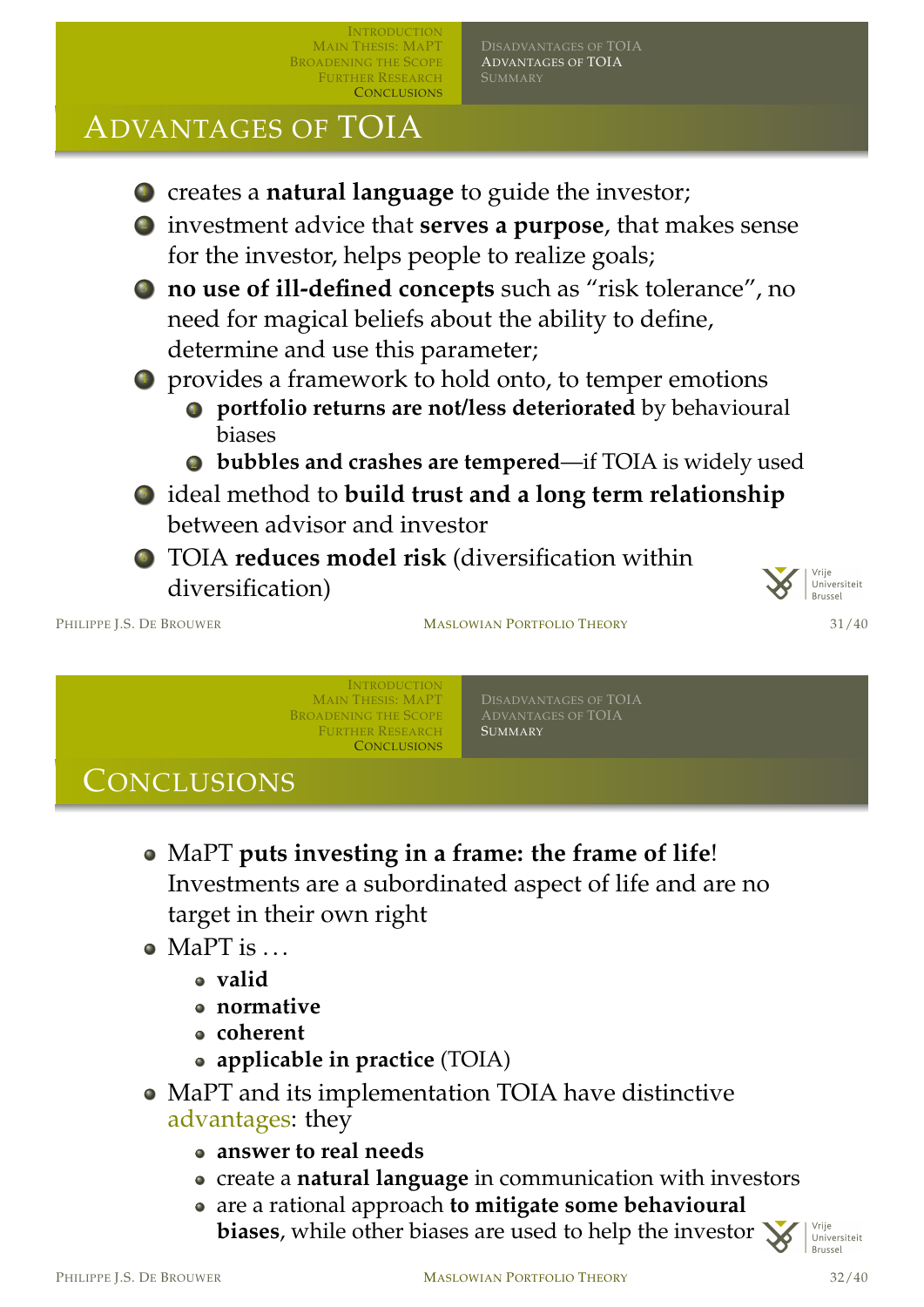## Advantages of TOIA

- creates a **natural language** to guide the investor;
- investment advice that **serves a purpose**, that makes sense for the investor, helps people to realize goals;
- **no use of ill-defined concepts** such as "risk tolerance", no need for magical beliefs about the ability to define, determine and use this parameter;
- provides a framework to hold onto, to temper emotions
  - **portfolio returns are not/less deteriorated** by behavioural biases
  - **bubbles and crashes are tempered**—if TOIA is widely used
- ideal method to **build trust and a long term relationship** between advisor and investor
- TOIA **reduces model risk** (diversification within diversification)

## Conclusions

- MaPT **puts investing in a frame: the frame of life**! Investments are a subordinated aspect of life and are no target in their own right
- MaPT is …
  - **valid**
  - **normative**
  - **coherent**
  - **applicable in practice** (TOIA)
- MaPT and its implementation TOIA have distinctive advantages: they
  - **answer to real needs**
  - create a **natural language** in communication with investors
  - are a rational approach **to mitigate some behavioural biases**, while other biases are used to help the investor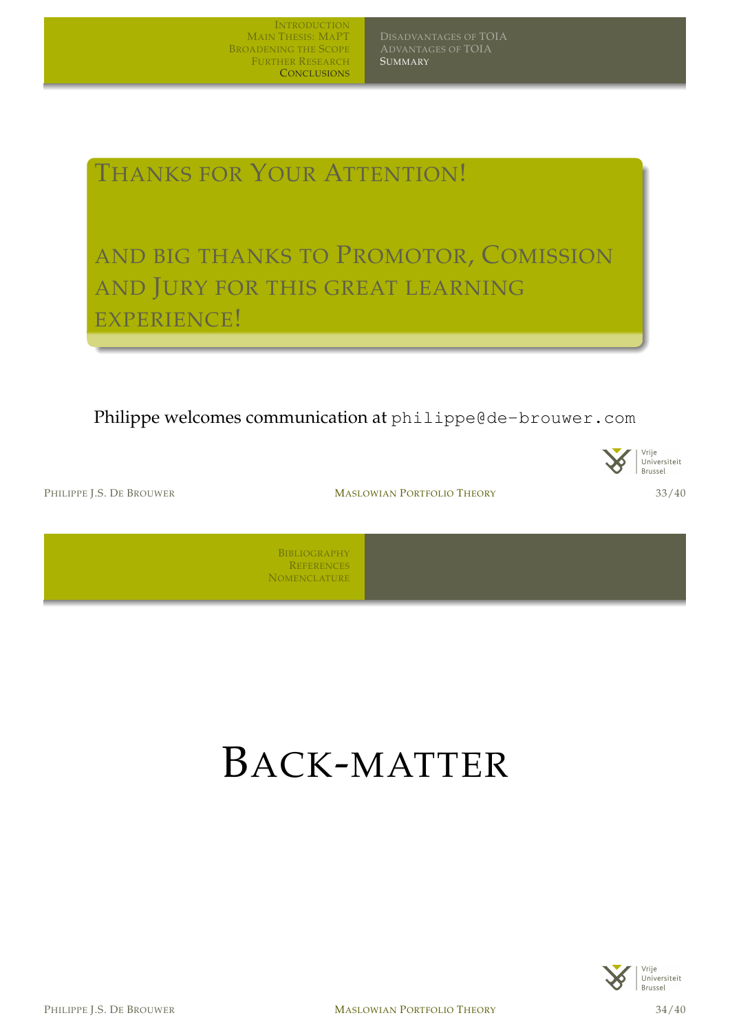## Thanks for Your Attention!

## and big thanks to Promotor, Comission and Jury for this great learning experience!

Philippe welcomes communication at `philippe@de-brouwer.com`

# Back-matter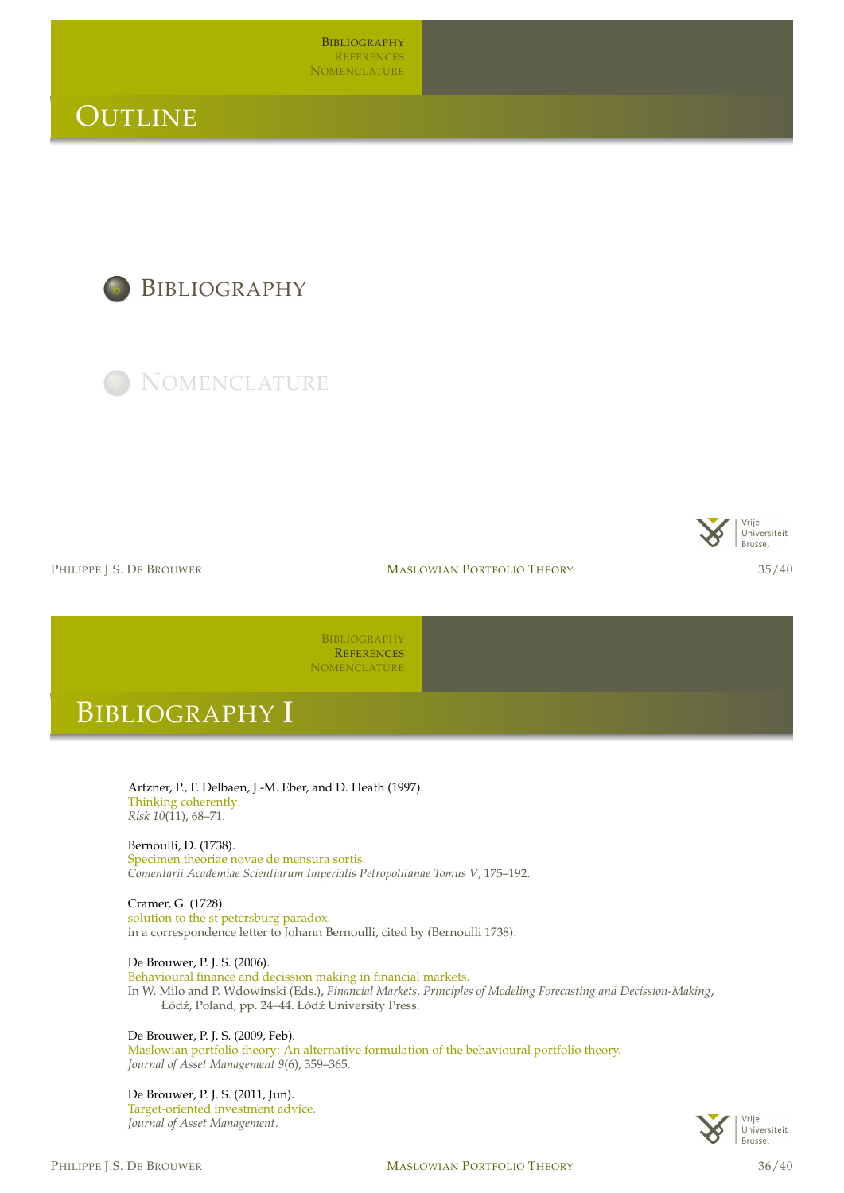# Outline

- Bibliography
- Nomenclature

# Bibliography I

Artzner, P., F. Delbaen, J.-M. Eber, and D. Heath (1997).
Thinking coherently.
*Risk 10*(11), 68–71.

Bernoulli, D. (1738).
Specimen theoriae novae de mensura sortis.
*Comentarii Academiae Scientiarum Imperialis Petropolitanae Tomus V*, 175–192.

Cramer, G. (1728).
solution to the st petersburg paradox.
in a correspondence letter to Johann Bernoulli, cited by (Bernoulli 1738).

De Brouwer, P. J. S. (2006).
Behavioural finance and decission making in financial markets.
In W. Milo and P. Wdowinski (Eds.), *Financial Markets, Principles of Modeling Forecasting and Decission-Making*, Łódź, Poland, pp. 24–44. Łódź University Press.

De Brouwer, P. J. S. (2009, Feb).
Maslowian portfolio theory: An alternative formulation of the behavioural portfolio theory.
*Journal of Asset Management 9*(6), 359–365.

De Brouwer, P. J. S. (2011, Jun).
Target-oriented investment advice.
*Journal of Asset Management*.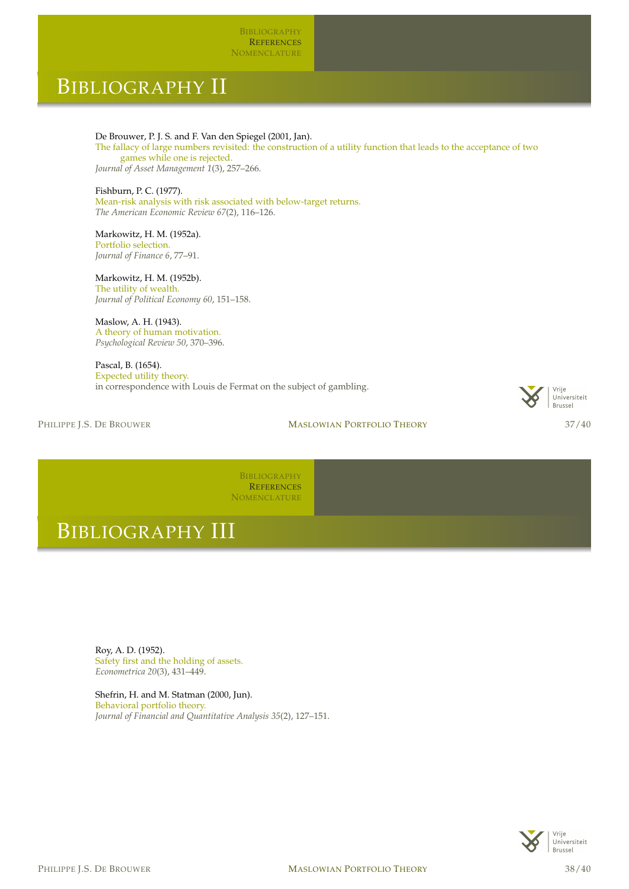# Bibliography II

De Brouwer, P. J. S. and F. Van den Spiegel (2001, Jan).
The fallacy of large numbers revisited: the construction of a utility function that leads to the acceptance of two games while one is rejected.
*Journal of Asset Management 1*(3), 257–266.

Fishburn, P. C. (1977).
Mean-risk analysis with risk associated with below-target returns.
*The American Economic Review 67*(2), 116–126.

Markowitz, H. M. (1952a).
Portfolio selection.
*Journal of Finance 6*, 77–91.

Markowitz, H. M. (1952b).
The utility of wealth.
*Journal of Political Economy 60*, 151–158.

Maslow, A. H. (1943).
A theory of human motivation.
*Psychological Review 50*, 370–396.

Pascal, B. (1654).
Expected utility theory.
in correspondence with Louis de Fermat on the subject of gambling.

# Bibliography III

Roy, A. D. (1952).
Safety first and the holding of assets.
*Econometrica 20*(3), 431–449.

Shefrin, H. and M. Statman (2000, Jun).
Behavioral portfolio theory.
*Journal of Financial and Quantitative Analysis 35*(2), 127–151.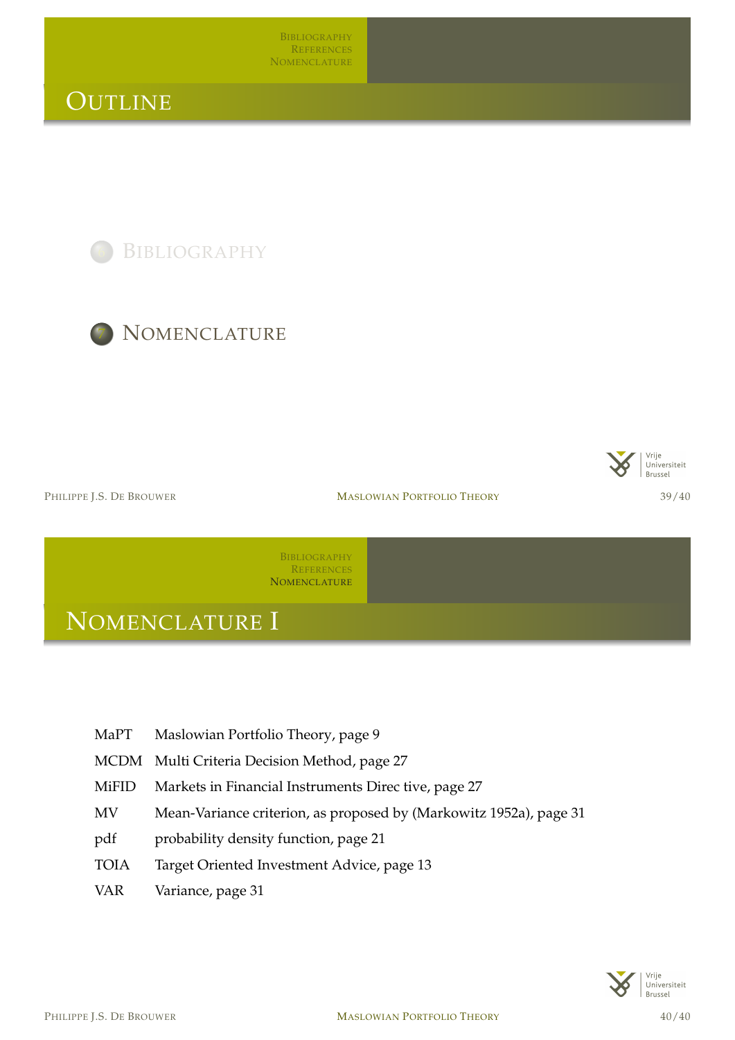## Outline

Bibliography

7 Nomenclature

## Nomenclature I

| | |
|---|---|
| MaPT | Maslowian Portfolio Theory, page 9 |
| MCDM | Multi Criteria Decision Method, page 27 |
| MiFID | Markets in Financial Instruments Direc tive, page 27 |
| MV | Mean-Variance criterion, as proposed by (Markowitz 1952a), page 31 |
| pdf | probability density function, page 21 |
| TOIA | Target Oriented Investment Advice, page 13 |
| VAR | Variance, page 31 |